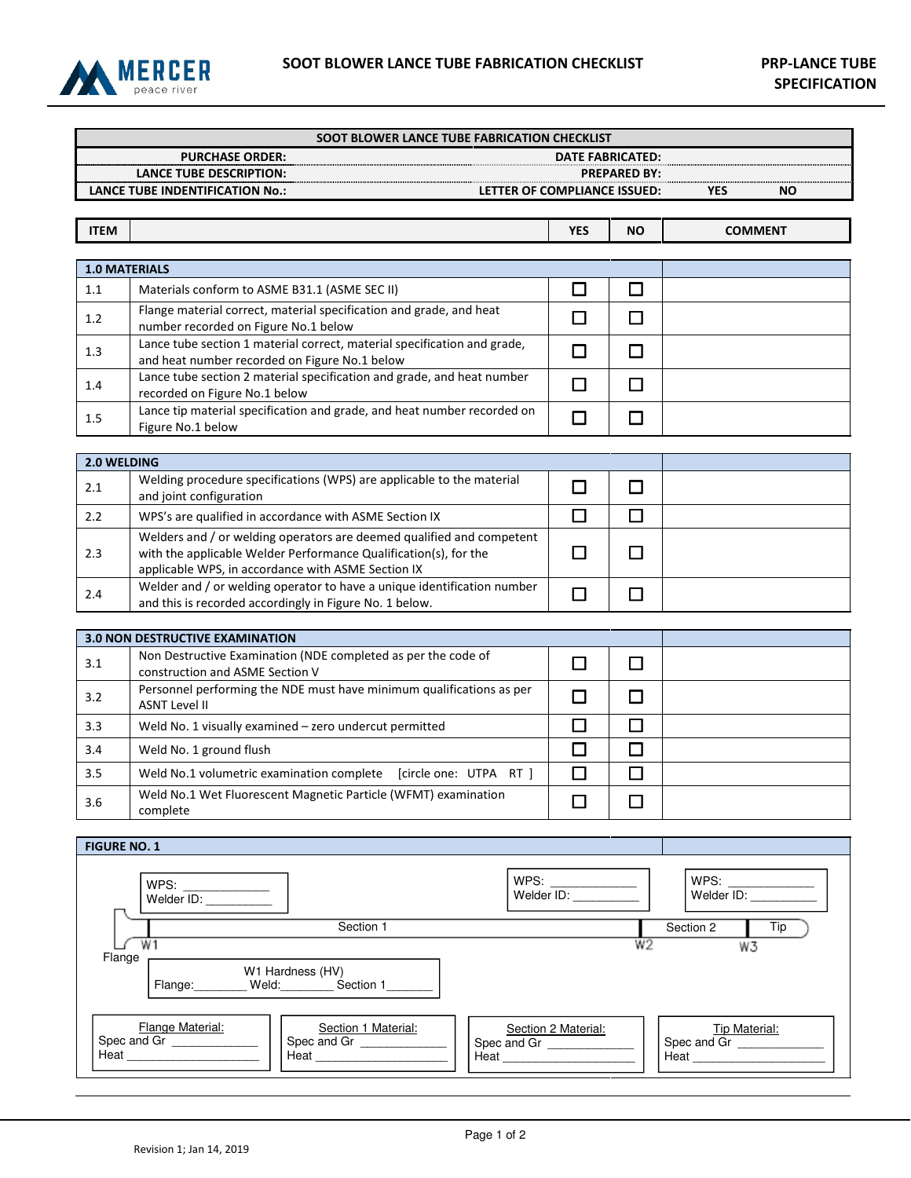# SOOT BLOWER LANCE TUBE FABRICATION CHECKLIST

**PRP-LANCE TUBE SPECIFICATION**

| SOOT BLOWER LANCE TUBE FABRICATION CHECKLIST | | | |
|---|---|---|---|
| **PURCHASE ORDER:** | | **DATE FABRICATED:** | |
| **LANCE TUBE DESCRIPTION:** | | **PREPARED BY:** | |
| **LANCE TUBE INDENTIFICATION No.:** | | **LETTER OF COMPLIANCE ISSUED:** | **YES** **NO** |

| ITEM | | YES | NO | COMMENT |
|---|---|---|---|---|
| **1.0 MATERIALS** | | | | |
| 1.1 | Materials conform to ASME B31.1 (ASME SEC II) | ☐ | ☐ | |
| 1.2 | Flange material correct, material specification and grade, and heat number recorded on Figure No.1 below | ☐ | ☐ | |
| 1.3 | Lance tube section 1 material correct, material specification and grade, and heat number recorded on Figure No.1 below | ☐ | ☐ | |
| 1.4 | Lance tube section 2 material specification and grade, and heat number recorded on Figure No.1 below | ☐ | ☐ | |
| 1.5 | Lance tip material specification and grade, and heat number recorded on Figure No.1 below | ☐ | ☐ | |
| **2.0 WELDING** | | | | |
| 2.1 | Welding procedure specifications (WPS) are applicable to the material and joint configuration | ☐ | ☐ | |
| 2.2 | WPS's are qualified in accordance with ASME Section IX | ☐ | ☐ | |
| 2.3 | Welders and / or welding operators are deemed qualified and competent with the applicable Welder Performance Qualification(s), for the applicable WPS, in accordance with ASME Section IX | ☐ | ☐ | |
| 2.4 | Welder and / or welding operator to have a unique identification number and this is recorded accordingly in Figure No. 1 below. | ☐ | ☐ | |
| **3.0 NON DESTRUCTIVE EXAMINATION** | | | | |
| 3.1 | Non Destructive Examination (NDE completed as per the code of construction and ASME Section V | ☐ | ☐ | |
| 3.2 | Personnel performing the NDE must have minimum qualifications as per ASNT Level II | ☐ | ☐ | |
| 3.3 | Weld No. 1 visually examined – zero undercut permitted | ☐ | ☐ | |
| 3.4 | Weld No. 1 ground flush | ☐ | ☐ | |
| 3.5 | Weld No.1 volumetric examination complete [circle one: UTPA RT ] | ☐ | ☐ | |
| 3.6 | Weld No.1 Wet Fluorescent Magnetic Particle (WFMT) examination complete | ☐ | ☐ | |

## FIGURE NO. 1

WPS: ____________
Welder ID: __________

WPS: ____________
Welder ID: __________

WPS: ____________
Welder ID: __________

Flange — W1 — Section 1 — W2 — Section 2 — W3 — Tip

W1 Hardness (HV)
Flange:________ Weld:________ Section 1_______

| Flange Material: | Section 1 Material: | Section 2 Material: | Tip Material: |
|---|---|---|---|
| Spec and Gr ____________ | Spec and Gr ____________ | Spec and Gr ____________ | Spec and Gr ____________ |
| Heat ____________________ | Heat ____________________ | Heat ____________________ | Heat ____________________ |

Revision 1; Jan 14, 2019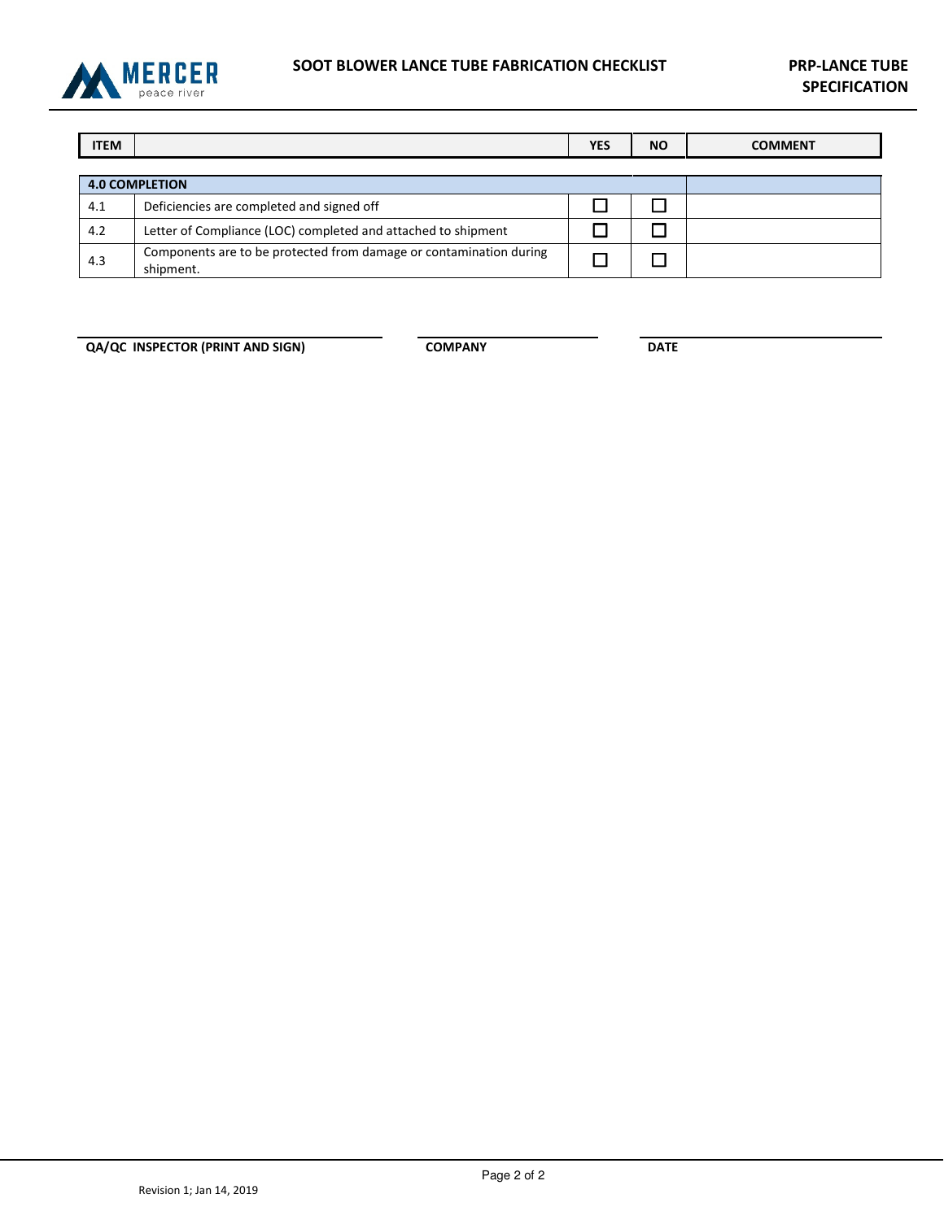| ITEM | | YES | NO | COMMENT |
|---|---|---|---|---|
| **4.0 COMPLETION** | | | | |
| 4.1 | Deficiencies are completed and signed off | ☐ | ☐ | |
| 4.2 | Letter of Compliance (LOC) completed and attached to shipment | ☐ | ☐ | |
| 4.3 | Components are to be protected from damage or contamination during shipment. | ☐ | ☐ | |

**QA/QC INSPECTOR (PRINT AND SIGN)** ______________________

**COMPANY** ______________________

**DATE** ______________________

Revision 1; Jan 14, 2019